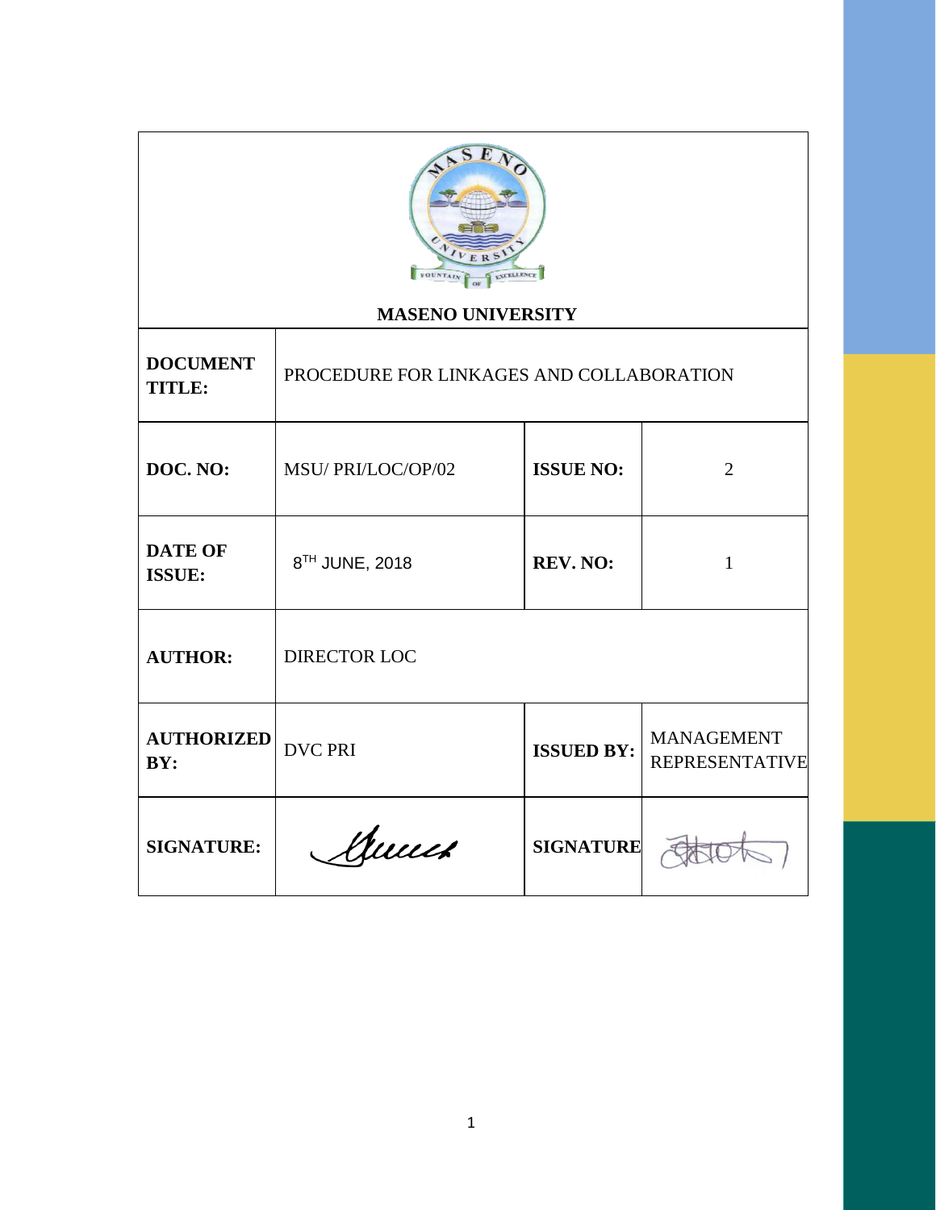# MASENO UNIVERSITY

| | | | |
|---|---|---|---|
| **DOCUMENT TITLE:** | PROCEDURE FOR LINKAGES AND COLLABORATION | | |
| **DOC. NO:** | MSU/ PRI/LOC/OP/02 | **ISSUE NO:** | 2 |
| **DATE OF ISSUE:** | 8TH JUNE, 2018 | **REV. NO:** | 1 |
| **AUTHOR:** | DIRECTOR LOC | | |
| **AUTHORIZED BY:** | DVC PRI | **ISSUED BY:** | MANAGEMENT REPRESENTATIVE |
| **SIGNATURE:** | | **SIGNATURE** | |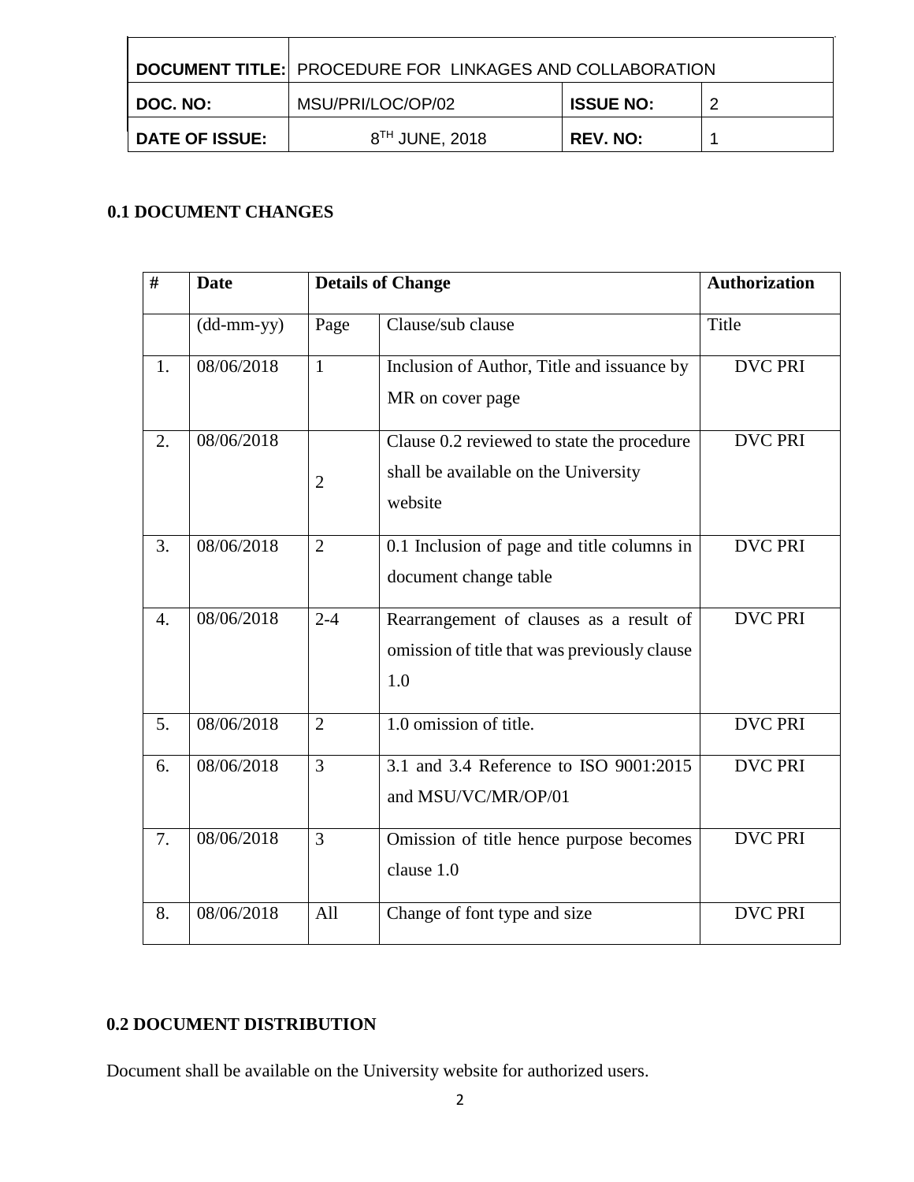| DOCUMENT TITLE: | PROCEDURE FOR LINKAGES AND COLLABORATION | | |
|---|---|---|---|
| DOC. NO: | MSU/PRI/LOC/OP/02 | ISSUE NO: | 2 |
| DATE OF ISSUE: | 8TH JUNE, 2018 | REV. NO: | 1 |

## 0.1 DOCUMENT CHANGES

| # | Date | Details of Change | | Authorization |
|---|---|---|---|---|
| | (dd-mm-yy) | Page | Clause/sub clause | Title |
| 1. | 08/06/2018 | 1 | Inclusion of Author, Title and issuance by MR on cover page | DVC PRI |
| 2. | 08/06/2018 | 2 | Clause 0.2 reviewed to state the procedure shall be available on the University website | DVC PRI |
| 3. | 08/06/2018 | 2 | 0.1 Inclusion of page and title columns in document change table | DVC PRI |
| 4. | 08/06/2018 | 2-4 | Rearrangement of clauses as a result of omission of title that was previously clause 1.0 | DVC PRI |
| 5. | 08/06/2018 | 2 | 1.0 omission of title. | DVC PRI |
| 6. | 08/06/2018 | 3 | 3.1 and 3.4 Reference to ISO 9001:2015 and MSU/VC/MR/OP/01 | DVC PRI |
| 7. | 08/06/2018 | 3 | Omission of title hence purpose becomes clause 1.0 | DVC PRI |
| 8. | 08/06/2018 | All | Change of font type and size | DVC PRI |

## 0.2 DOCUMENT DISTRIBUTION

Document shall be available on the University website for authorized users.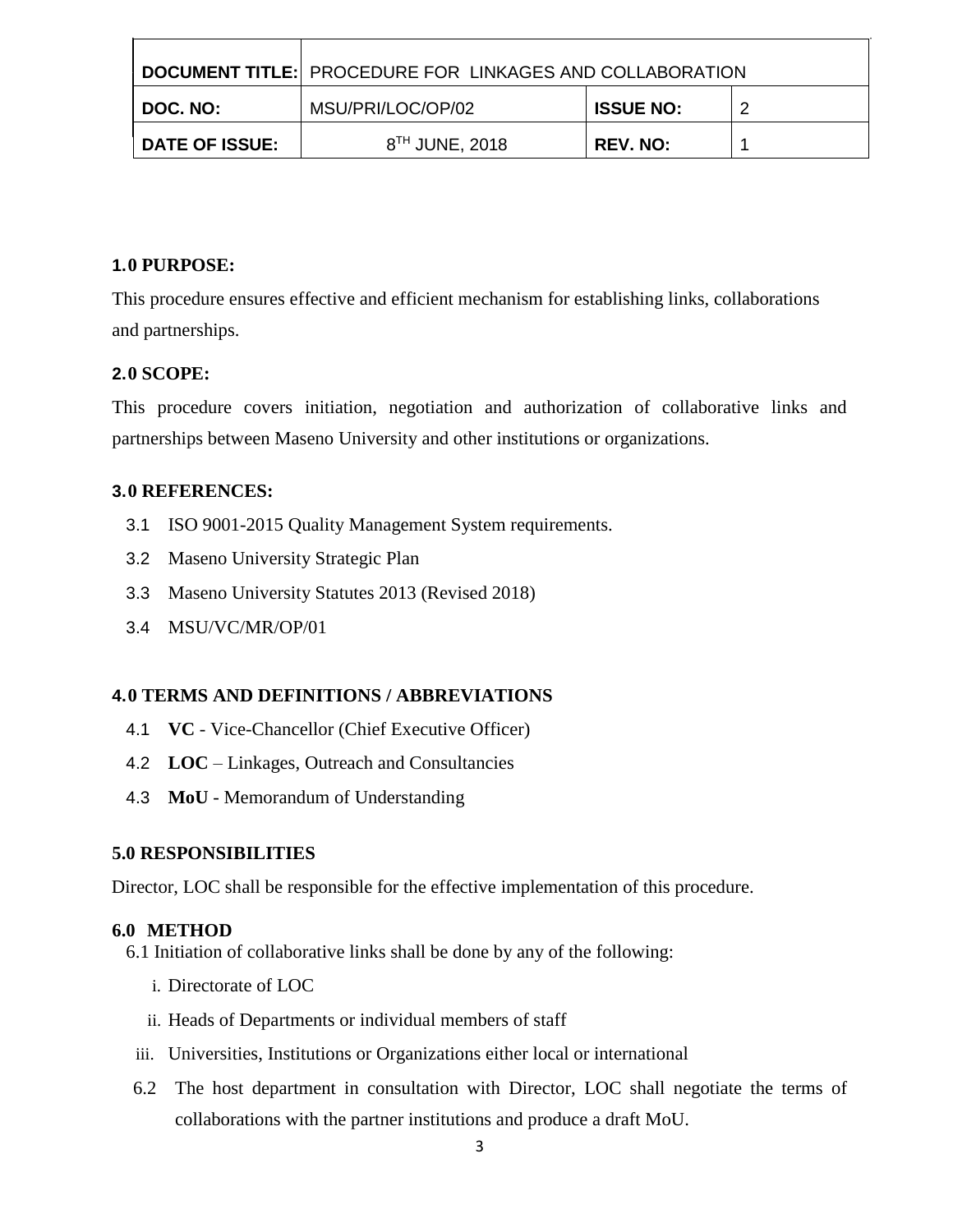| DOCUMENT TITLE: | PROCEDURE FOR LINKAGES AND COLLABORATION | | |
|---|---|---|---|
| DOC. NO: | MSU/PRI/LOC/OP/02 | ISSUE NO: | 2 |
| DATE OF ISSUE: | 8TH JUNE, 2018 | REV. NO: | 1 |

## 1.0 PURPOSE:

This procedure ensures effective and efficient mechanism for establishing links, collaborations and partnerships.

## 2.0 SCOPE:

This procedure covers initiation, negotiation and authorization of collaborative links and partnerships between Maseno University and other institutions or organizations.

## 3.0 REFERENCES:

3.1 ISO 9001-2015 Quality Management System requirements.

3.2 Maseno University Strategic Plan

3.3 Maseno University Statutes 2013 (Revised 2018)

3.4 MSU/VC/MR/OP/01

## 4.0 TERMS AND DEFINITIONS / ABBREVIATIONS

4.1 **VC** - Vice-Chancellor (Chief Executive Officer)

4.2 **LOC** – Linkages, Outreach and Consultancies

4.3 **MoU** - Memorandum of Understanding

## 5.0 RESPONSIBILITIES

Director, LOC shall be responsible for the effective implementation of this procedure.

## 6.0 METHOD

6.1 Initiation of collaborative links shall be done by any of the following:

i. Directorate of LOC

ii. Heads of Departments or individual members of staff

iii. Universities, Institutions or Organizations either local or international

6.2 The host department in consultation with Director, LOC shall negotiate the terms of collaborations with the partner institutions and produce a draft MoU.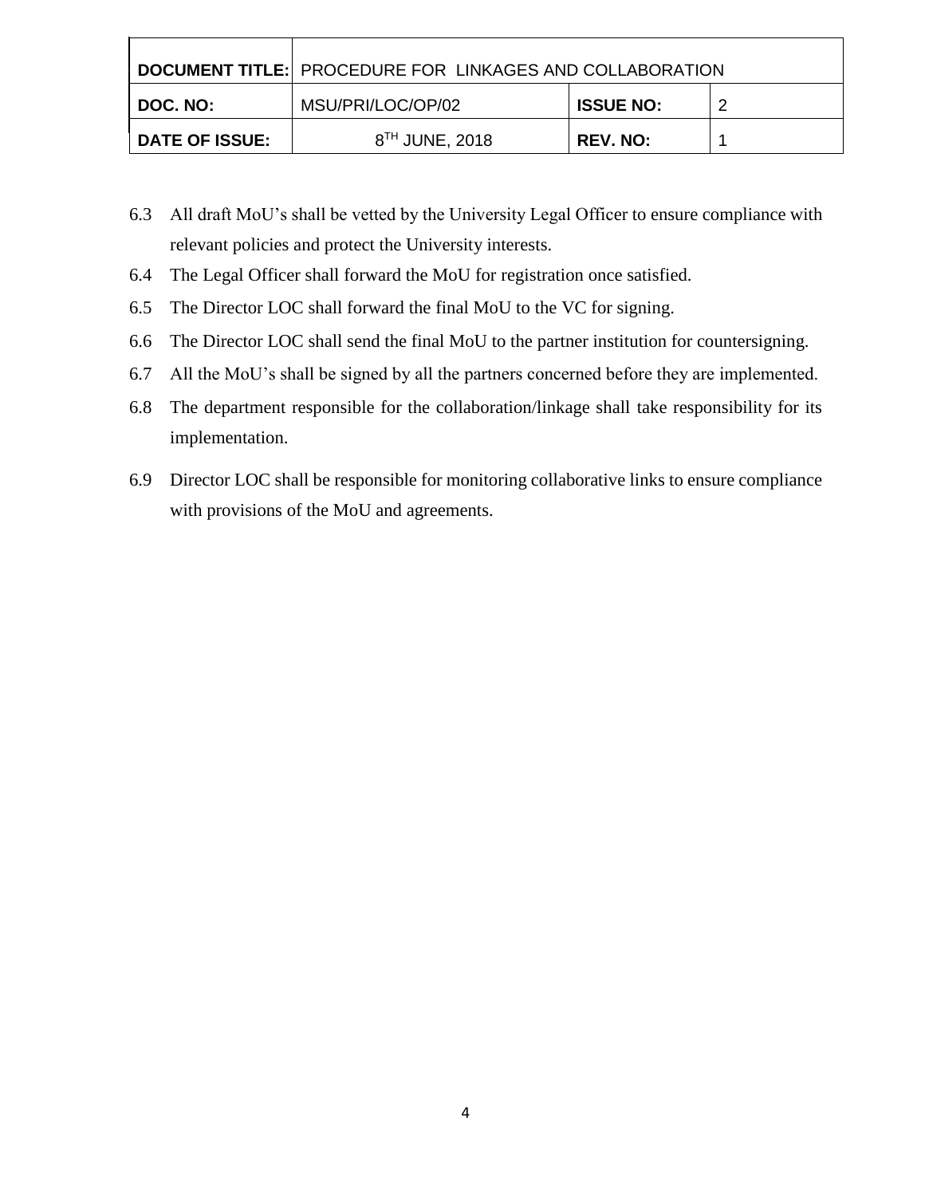6.3 All draft MoU's shall be vetted by the University Legal Officer to ensure compliance with relevant policies and protect the University interests.

6.4 The Legal Officer shall forward the MoU for registration once satisfied.

6.5 The Director LOC shall forward the final MoU to the VC for signing.

6.6 The Director LOC shall send the final MoU to the partner institution for countersigning.

6.7 All the MoU's shall be signed by all the partners concerned before they are implemented.

6.8 The department responsible for the collaboration/linkage shall take responsibility for its implementation.

6.9 Director LOC shall be responsible for monitoring collaborative links to ensure compliance with provisions of the MoU and agreements.